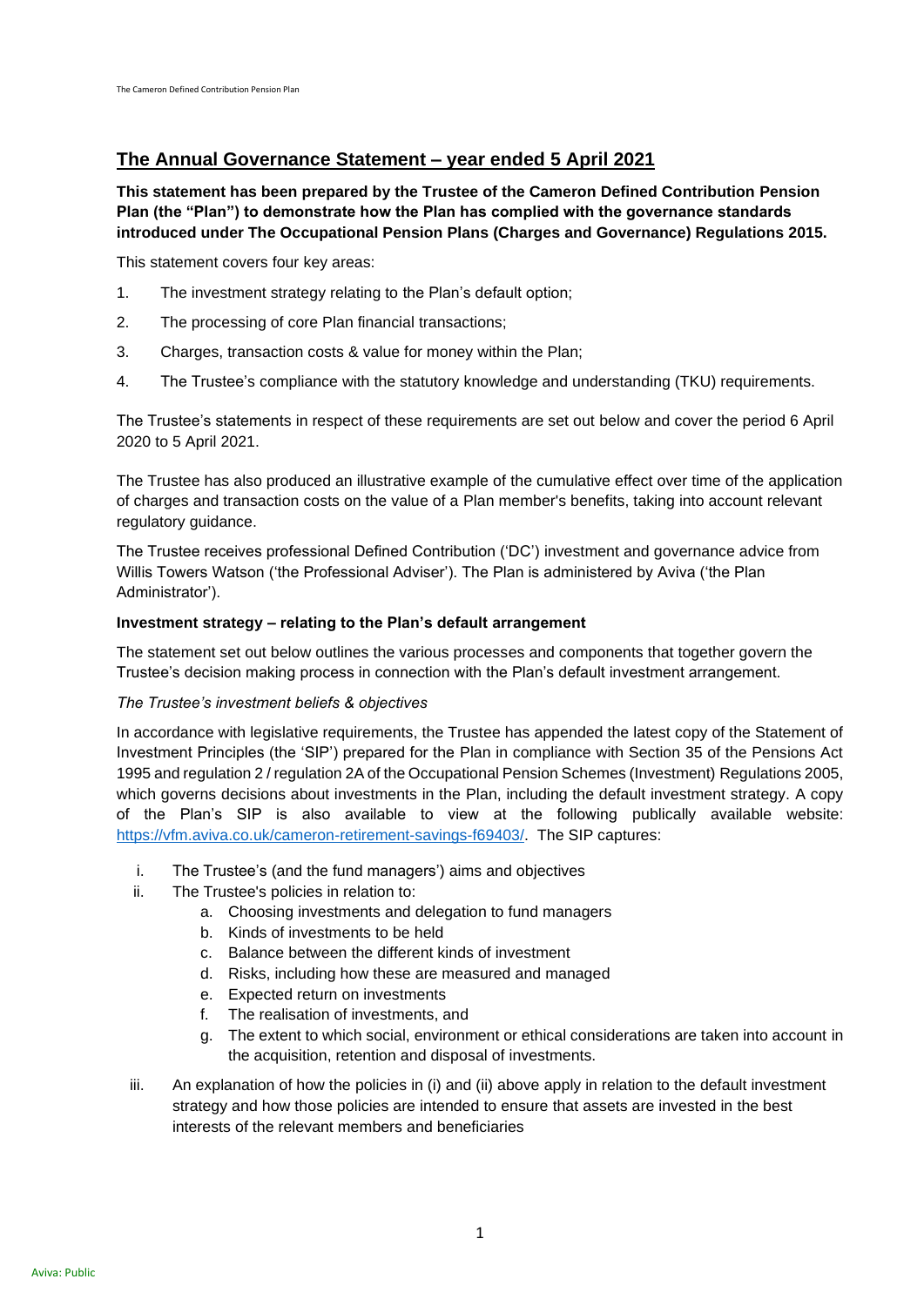## The Annual Governance Statement – year ended 5 April 2021

**This statement has been prepared by the Trustee of the Cameron Defined Contribution Pension Plan (the "Plan") to demonstrate how the Plan has complied with the governance standards introduced under The Occupational Pension Plans (Charges and Governance) Regulations 2015.**

This statement covers four key areas:

1. The investment strategy relating to the Plan's default option;
2. The processing of core Plan financial transactions;
3. Charges, transaction costs & value for money within the Plan;
4. The Trustee's compliance with the statutory knowledge and understanding (TKU) requirements.

The Trustee's statements in respect of these requirements are set out below and cover the period 6 April 2020 to 5 April 2021.

The Trustee has also produced an illustrative example of the cumulative effect over time of the application of charges and transaction costs on the value of a Plan member's benefits, taking into account relevant regulatory guidance.

The Trustee receives professional Defined Contribution ('DC') investment and governance advice from Willis Towers Watson ('the Professional Adviser'). The Plan is administered by Aviva ('the Plan Administrator').

**Investment strategy – relating to the Plan's default arrangement**

The statement set out below outlines the various processes and components that together govern the Trustee's decision making process in connection with the Plan's default investment arrangement.

*The Trustee's investment beliefs & objectives*

In accordance with legislative requirements, the Trustee has appended the latest copy of the Statement of Investment Principles (the 'SIP') prepared for the Plan in compliance with Section 35 of the Pensions Act 1995 and regulation 2 / regulation 2A of the Occupational Pension Schemes (Investment) Regulations 2005, which governs decisions about investments in the Plan, including the default investment strategy. A copy of the Plan's SIP is also available to view at the following publically available website: https://vfm.aviva.co.uk/cameron-retirement-savings-f69403/. The SIP captures:

i. The Trustee's (and the fund managers') aims and objectives
ii. The Trustee's policies in relation to:
    a. Choosing investments and delegation to fund managers
    b. Kinds of investments to be held
    c. Balance between the different kinds of investment
    d. Risks, including how these are measured and managed
    e. Expected return on investments
    f. The realisation of investments, and
    g. The extent to which social, environment or ethical considerations are taken into account in the acquisition, retention and disposal of investments.
iii. An explanation of how the policies in (i) and (ii) above apply in relation to the default investment strategy and how those policies are intended to ensure that assets are invested in the best interests of the relevant members and beneficiaries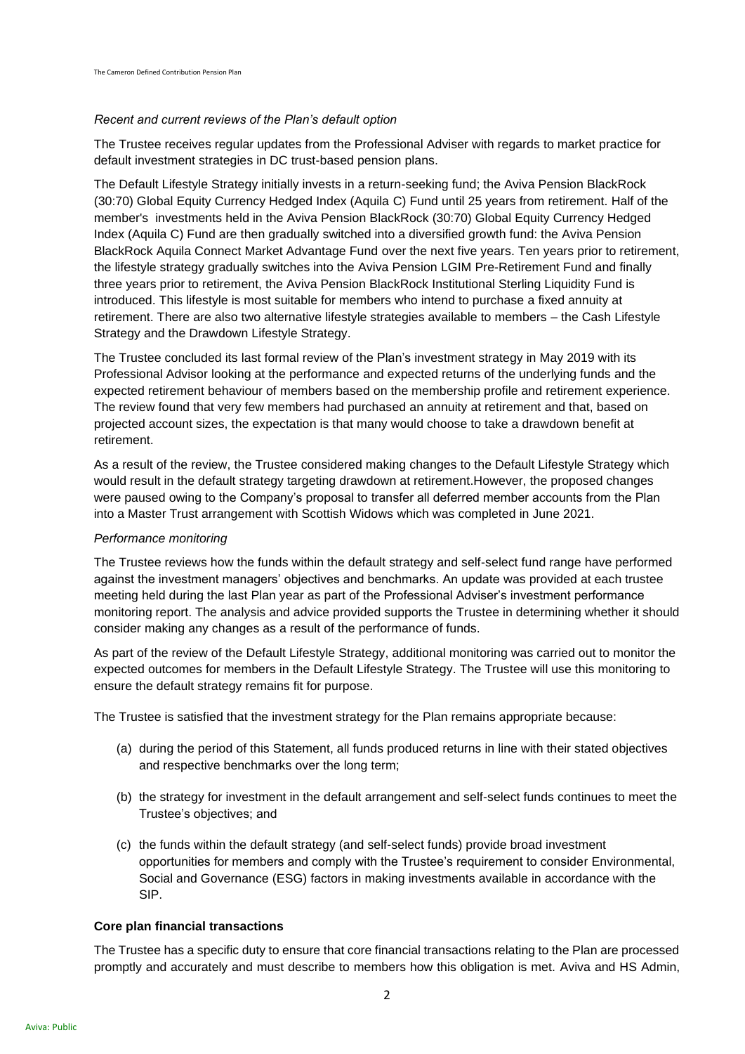*Recent and current reviews of the Plan's default option*

The Trustee receives regular updates from the Professional Adviser with regards to market practice for default investment strategies in DC trust-based pension plans.

The Default Lifestyle Strategy initially invests in a return-seeking fund; the Aviva Pension BlackRock (30:70) Global Equity Currency Hedged Index (Aquila C) Fund until 25 years from retirement. Half of the member's investments held in the Aviva Pension BlackRock (30:70) Global Equity Currency Hedged Index (Aquila C) Fund are then gradually switched into a diversified growth fund: the Aviva Pension BlackRock Aquila Connect Market Advantage Fund over the next five years. Ten years prior to retirement, the lifestyle strategy gradually switches into the Aviva Pension LGIM Pre-Retirement Fund and finally three years prior to retirement, the Aviva Pension BlackRock Institutional Sterling Liquidity Fund is introduced. This lifestyle is most suitable for members who intend to purchase a fixed annuity at retirement. There are also two alternative lifestyle strategies available to members – the Cash Lifestyle Strategy and the Drawdown Lifestyle Strategy.

The Trustee concluded its last formal review of the Plan's investment strategy in May 2019 with its Professional Advisor looking at the performance and expected returns of the underlying funds and the expected retirement behaviour of members based on the membership profile and retirement experience. The review found that very few members had purchased an annuity at retirement and that, based on projected account sizes, the expectation is that many would choose to take a drawdown benefit at retirement.

As a result of the review, the Trustee considered making changes to the Default Lifestyle Strategy which would result in the default strategy targeting drawdown at retirement.However, the proposed changes were paused owing to the Company's proposal to transfer all deferred member accounts from the Plan into a Master Trust arrangement with Scottish Widows which was completed in June 2021.

*Performance monitoring*

The Trustee reviews how the funds within the default strategy and self-select fund range have performed against the investment managers' objectives and benchmarks. An update was provided at each trustee meeting held during the last Plan year as part of the Professional Adviser's investment performance monitoring report. The analysis and advice provided supports the Trustee in determining whether it should consider making any changes as a result of the performance of funds.

As part of the review of the Default Lifestyle Strategy, additional monitoring was carried out to monitor the expected outcomes for members in the Default Lifestyle Strategy. The Trustee will use this monitoring to ensure the default strategy remains fit for purpose.

The Trustee is satisfied that the investment strategy for the Plan remains appropriate because:

(a) during the period of this Statement, all funds produced returns in line with their stated objectives and respective benchmarks over the long term;

(b) the strategy for investment in the default arrangement and self-select funds continues to meet the Trustee's objectives; and

(c) the funds within the default strategy (and self-select funds) provide broad investment opportunities for members and comply with the Trustee's requirement to consider Environmental, Social and Governance (ESG) factors in making investments available in accordance with the SIP.

**Core plan financial transactions**

The Trustee has a specific duty to ensure that core financial transactions relating to the Plan are processed promptly and accurately and must describe to members how this obligation is met. Aviva and HS Admin,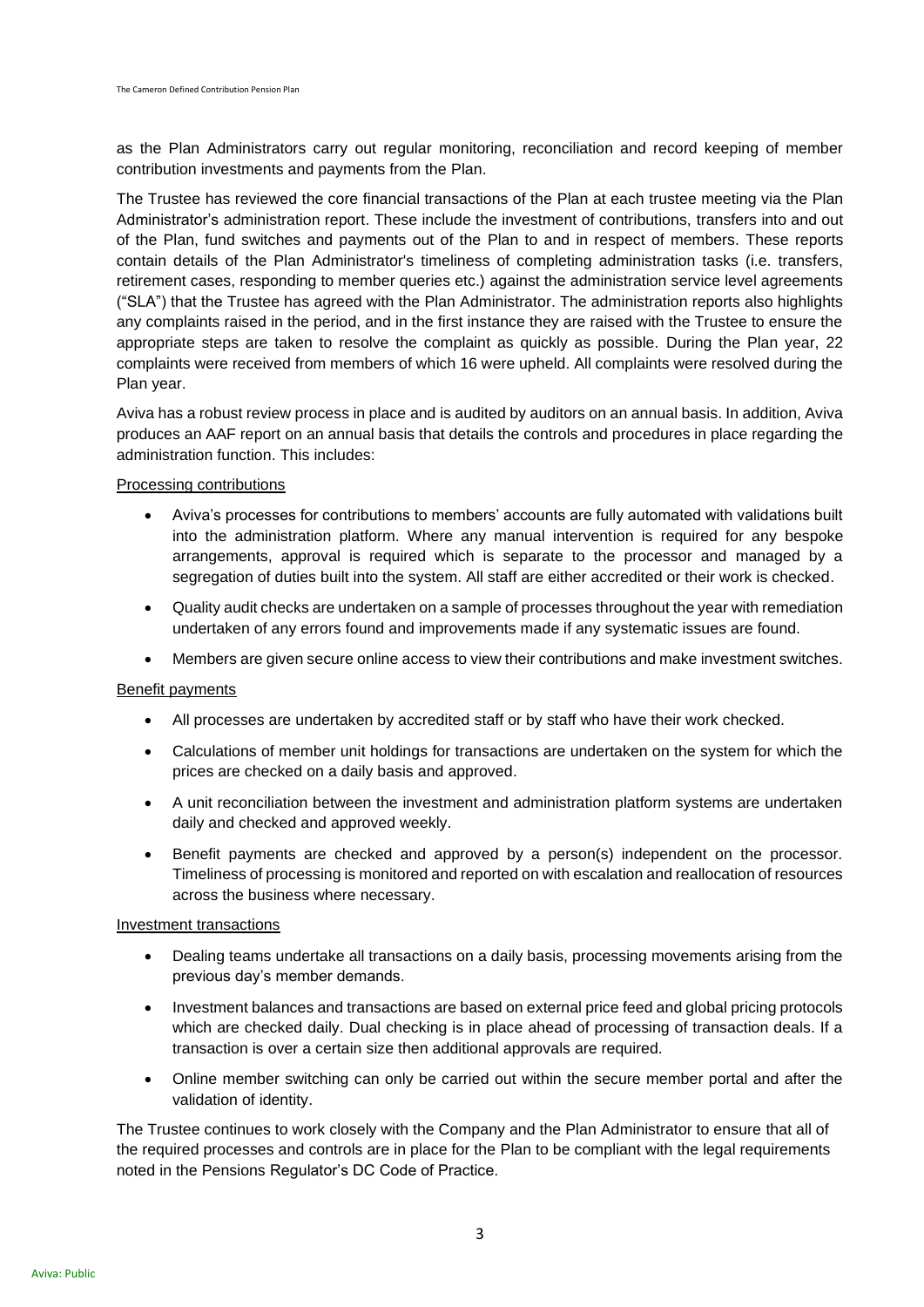as the Plan Administrators carry out regular monitoring, reconciliation and record keeping of member contribution investments and payments from the Plan.

The Trustee has reviewed the core financial transactions of the Plan at each trustee meeting via the Plan Administrator's administration report. These include the investment of contributions, transfers into and out of the Plan, fund switches and payments out of the Plan to and in respect of members. These reports contain details of the Plan Administrator's timeliness of completing administration tasks (i.e. transfers, retirement cases, responding to member queries etc.) against the administration service level agreements ("SLA") that the Trustee has agreed with the Plan Administrator. The administration reports also highlights any complaints raised in the period, and in the first instance they are raised with the Trustee to ensure the appropriate steps are taken to resolve the complaint as quickly as possible. During the Plan year, 22 complaints were received from members of which 16 were upheld. All complaints were resolved during the Plan year.

Aviva has a robust review process in place and is audited by auditors on an annual basis. In addition, Aviva produces an AAF report on an annual basis that details the controls and procedures in place regarding the administration function. This includes:

Processing contributions

- Aviva's processes for contributions to members' accounts are fully automated with validations built into the administration platform. Where any manual intervention is required for any bespoke arrangements, approval is required which is separate to the processor and managed by a segregation of duties built into the system. All staff are either accredited or their work is checked.
- Quality audit checks are undertaken on a sample of processes throughout the year with remediation undertaken of any errors found and improvements made if any systematic issues are found.
- Members are given secure online access to view their contributions and make investment switches.

Benefit payments

- All processes are undertaken by accredited staff or by staff who have their work checked.
- Calculations of member unit holdings for transactions are undertaken on the system for which the prices are checked on a daily basis and approved.
- A unit reconciliation between the investment and administration platform systems are undertaken daily and checked and approved weekly.
- Benefit payments are checked and approved by a person(s) independent on the processor. Timeliness of processing is monitored and reported on with escalation and reallocation of resources across the business where necessary.

Investment transactions

- Dealing teams undertake all transactions on a daily basis, processing movements arising from the previous day's member demands.
- Investment balances and transactions are based on external price feed and global pricing protocols which are checked daily. Dual checking is in place ahead of processing of transaction deals. If a transaction is over a certain size then additional approvals are required.
- Online member switching can only be carried out within the secure member portal and after the validation of identity.

The Trustee continues to work closely with the Company and the Plan Administrator to ensure that all of the required processes and controls are in place for the Plan to be compliant with the legal requirements noted in the Pensions Regulator's DC Code of Practice.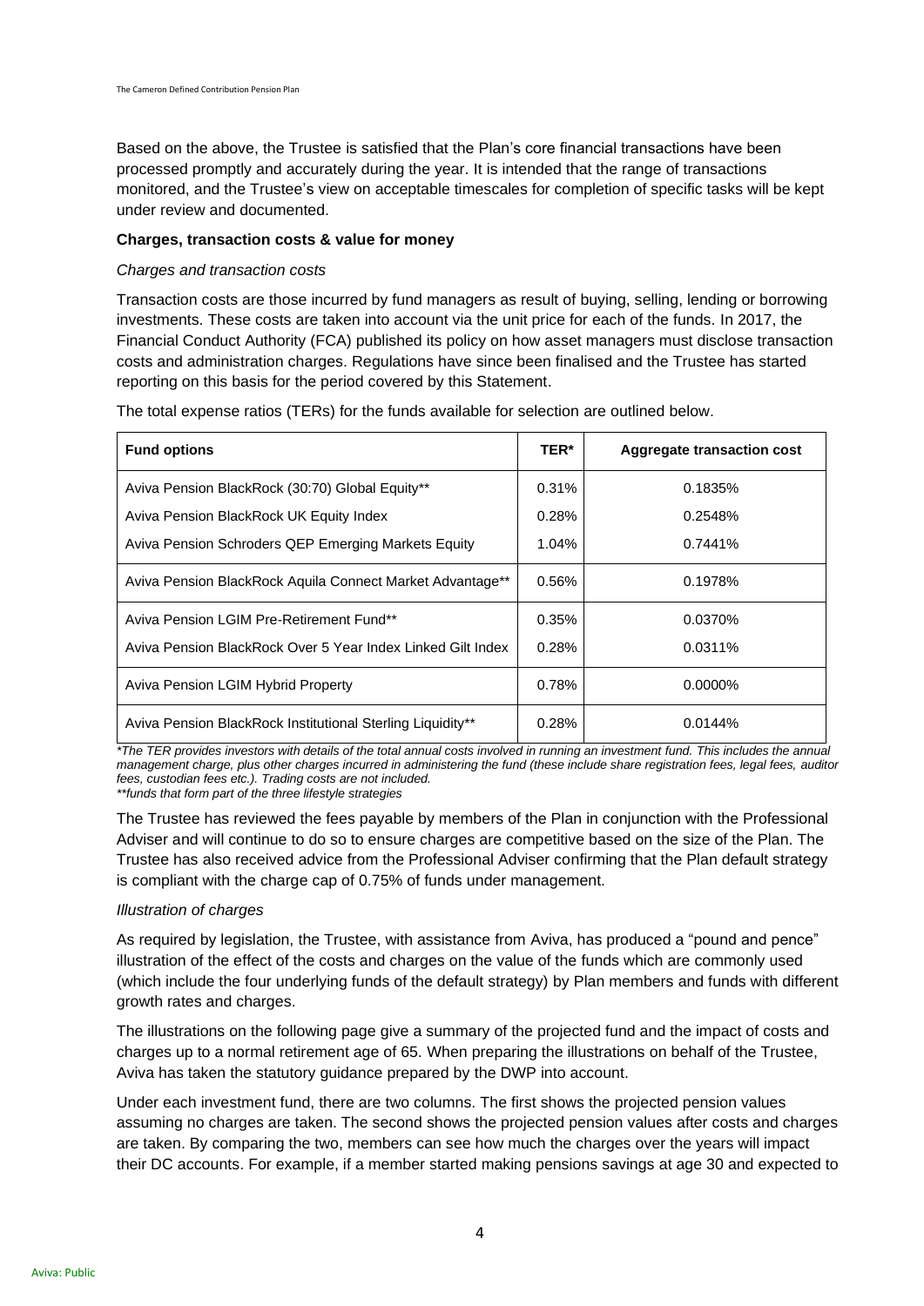Based on the above, the Trustee is satisfied that the Plan's core financial transactions have been processed promptly and accurately during the year. It is intended that the range of transactions monitored, and the Trustee's view on acceptable timescales for completion of specific tasks will be kept under review and documented.

**Charges, transaction costs & value for money**

*Charges and transaction costs*

Transaction costs are those incurred by fund managers as result of buying, selling, lending or borrowing investments. These costs are taken into account via the unit price for each of the funds. In 2017, the Financial Conduct Authority (FCA) published its policy on how asset managers must disclose transaction costs and administration charges. Regulations have since been finalised and the Trustee has started reporting on this basis for the period covered by this Statement.

The total expense ratios (TERs) for the funds available for selection are outlined below.

| Fund options | TER* | Aggregate transaction cost |
|---|---|---|
| Aviva Pension BlackRock (30:70) Global Equity** | 0.31% | 0.1835% |
| Aviva Pension BlackRock UK Equity Index | 0.28% | 0.2548% |
| Aviva Pension Schroders QEP Emerging Markets Equity | 1.04% | 0.7441% |
| Aviva Pension BlackRock Aquila Connect Market Advantage** | 0.56% | 0.1978% |
| Aviva Pension LGIM Pre-Retirement Fund** | 0.35% | 0.0370% |
| Aviva Pension BlackRock Over 5 Year Index Linked Gilt Index | 0.28% | 0.0311% |
| Aviva Pension LGIM Hybrid Property | 0.78% | 0.0000% |
| Aviva Pension BlackRock Institutional Sterling Liquidity** | 0.28% | 0.0144% |

*\*The TER provides investors with details of the total annual costs involved in running an investment fund. This includes the annual management charge, plus other charges incurred in administering the fund (these include share registration fees, legal fees, auditor fees, custodian fees etc.). Trading costs are not included.*
*\*\*funds that form part of the three lifestyle strategies*

The Trustee has reviewed the fees payable by members of the Plan in conjunction with the Professional Adviser and will continue to do so to ensure charges are competitive based on the size of the Plan. The Trustee has also received advice from the Professional Adviser confirming that the Plan default strategy is compliant with the charge cap of 0.75% of funds under management.

*Illustration of charges*

As required by legislation, the Trustee, with assistance from Aviva, has produced a "pound and pence" illustration of the effect of the costs and charges on the value of the funds which are commonly used (which include the four underlying funds of the default strategy) by Plan members and funds with different growth rates and charges.

The illustrations on the following page give a summary of the projected fund and the impact of costs and charges up to a normal retirement age of 65. When preparing the illustrations on behalf of the Trustee, Aviva has taken the statutory guidance prepared by the DWP into account.

Under each investment fund, there are two columns. The first shows the projected pension values assuming no charges are taken. The second shows the projected pension values after costs and charges are taken. By comparing the two, members can see how much the charges over the years will impact their DC accounts. For example, if a member started making pensions savings at age 30 and expected to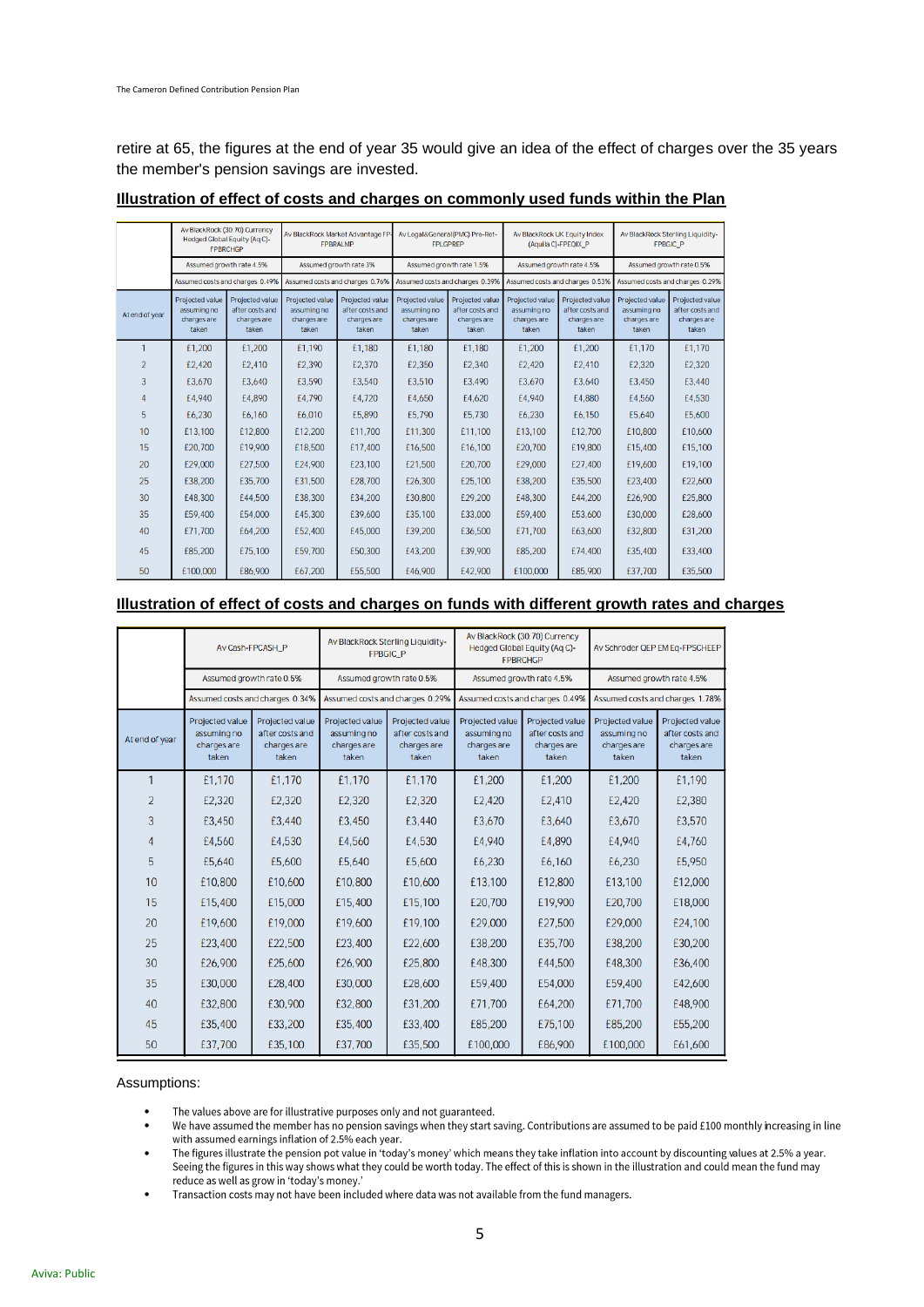retire at 65, the figures at the end of year 35 would give an idea of the effect of charges over the 35 years the member's pension savings are invested.

**Illustration of effect of costs and charges on commonly used funds within the Plan**

| | Av BlackRock (30:70) Currency Hedged Global Equity (Aq C)-FPBRCHGP | | Av BlackRock Market Advantage FP-FPBRALMP | | Av Legal&General(PMC) Pre-Ret-FPLGPREP | | Av BlackRock UK Equity Index (Aquila C)-FPEQIX_P | | Av BlackRock Sterling Liquidity-FPBGIC_P | |
|---|---|---|---|---|---|---|---|---|---|---|
| | Assumed growth rate 4.5% | | Assumed growth rate 3% | | Assumed growth rate 1.5% | | Assumed growth rate 4.5% | | Assumed growth rate 0.5% | |
| | Assumed costs and charges 0.49% | | Assumed costs and charges 0.76% | | Assumed costs and charges 0.39% | | Assumed costs and charges 0.53% | | Assumed costs and charges 0.29% | |
| At end of year | Projected value assuming no charges are taken | Projected value after costs and charges are taken | Projected value assuming no charges are taken | Projected value after costs and charges are taken | Projected value assuming no charges are taken | Projected value after costs and charges are taken | Projected value assuming no charges are taken | Projected value after costs and charges are taken | Projected value assuming no charges are taken | Projected value after costs and charges are taken |
| 1 | £1,200 | £1,200 | £1,190 | £1,180 | £1,180 | £1,180 | £1,200 | £1,200 | £1,170 | £1,170 |
| 2 | £2,420 | £2,410 | £2,390 | £2,370 | £2,350 | £2,340 | £2,420 | £2,410 | £2,320 | £2,320 |
| 3 | £3,670 | £3,640 | £3,590 | £3,540 | £3,510 | £3,490 | £3,670 | £3,640 | £3,450 | £3,440 |
| 4 | £4,940 | £4,890 | £4,790 | £4,720 | £4,650 | £4,620 | £4,940 | £4,880 | £4,560 | £4,530 |
| 5 | £6,230 | £6,160 | £6,010 | £5,890 | £5,790 | £5,730 | £6,230 | £6,150 | £5,640 | £5,600 |
| 10 | £13,100 | £12,800 | £12,200 | £11,700 | £11,300 | £11,100 | £13,100 | £12,700 | £10,800 | £10,600 |
| 15 | £20,700 | £19,900 | £18,500 | £17,400 | £16,500 | £16,100 | £20,700 | £19,800 | £15,400 | £15,100 |
| 20 | £29,000 | £27,500 | £24,900 | £23,100 | £21,500 | £20,700 | £29,000 | £27,400 | £19,600 | £19,100 |
| 25 | £38,200 | £35,700 | £31,500 | £28,700 | £26,300 | £25,100 | £38,200 | £35,500 | £23,400 | £22,600 |
| 30 | £48,300 | £44,500 | £38,300 | £34,200 | £30,800 | £29,200 | £48,300 | £44,200 | £26,900 | £25,800 |
| 35 | £59,400 | £54,000 | £45,300 | £39,600 | £35,100 | £33,000 | £59,400 | £53,600 | £30,000 | £28,600 |
| 40 | £71,700 | £64,200 | £52,400 | £45,000 | £39,200 | £36,500 | £71,700 | £63,600 | £32,800 | £31,200 |
| 45 | £85,200 | £75,100 | £59,700 | £50,300 | £43,200 | £39,900 | £85,200 | £74,400 | £35,400 | £33,400 |
| 50 | £100,000 | £86,900 | £67,200 | £55,500 | £46,900 | £42,900 | £100,000 | £85,900 | £37,700 | £35,500 |

**Illustration of effect of costs and charges on funds with different growth rates and charges**

| | Av Cash-FPCASH_P | | Av BlackRock Sterling Liquidity-FPBGIC_P | | Av BlackRock (30:70) Currency Hedged Global Equity (Aq C)-FPBRCHGP | | Av Schroder QEP EM Eq-FPSCHEEP | |
|---|---|---|---|---|---|---|---|---|
| | Assumed growth rate 0.5% | | Assumed growth rate 0.5% | | Assumed growth rate 4.5% | | Assumed growth rate 4.5% | |
| | Assumed costs and charges 0.34% | | Assumed costs and charges 0.29% | | Assumed costs and charges 0.49% | | Assumed costs and charges 1.78% | |
| At end of year | Projected value assuming no charges are taken | Projected value after costs and charges are taken | Projected value assuming no charges are taken | Projected value after costs and charges are taken | Projected value assuming no charges are taken | Projected value after costs and charges are taken | Projected value assuming no charges are taken | Projected value after costs and charges are taken |
| 1 | £1,170 | £1,170 | £1,170 | £1,170 | £1,200 | £1,200 | £1,200 | £1,190 |
| 2 | £2,320 | £2,320 | £2,320 | £2,320 | £2,420 | £2,410 | £2,420 | £2,380 |
| 3 | £3,450 | £3,440 | £3,450 | £3,440 | £3,670 | £3,640 | £3,670 | £3,570 |
| 4 | £4,560 | £4,530 | £4,560 | £4,530 | £4,940 | £4,890 | £4,940 | £4,760 |
| 5 | £5,640 | £5,600 | £5,640 | £5,600 | £6,230 | £6,160 | £6,230 | £5,950 |
| 10 | £10,800 | £10,600 | £10,800 | £10,600 | £13,100 | £12,800 | £13,100 | £12,000 |
| 15 | £15,400 | £15,000 | £15,400 | £15,100 | £20,700 | £19,900 | £20,700 | £18,000 |
| 20 | £19,600 | £19,000 | £19,600 | £19,100 | £29,000 | £27,500 | £29,000 | £24,100 |
| 25 | £23,400 | £22,500 | £23,400 | £22,600 | £38,200 | £35,700 | £38,200 | £30,200 |
| 30 | £26,900 | £25,600 | £26,900 | £25,800 | £48,300 | £44,500 | £48,300 | £36,400 |
| 35 | £30,000 | £28,400 | £30,000 | £28,600 | £59,400 | £54,000 | £59,400 | £42,600 |
| 40 | £32,800 | £30,900 | £32,800 | £31,200 | £71,700 | £64,200 | £71,700 | £48,900 |
| 45 | £35,400 | £33,200 | £35,400 | £33,400 | £85,200 | £75,100 | £85,200 | £55,200 |
| 50 | £37,700 | £35,100 | £37,700 | £35,500 | £100,000 | £86,900 | £100,000 | £61,600 |

Assumptions:

- The values above are for illustrative purposes only and not guaranteed.
- We have assumed the member has no pension savings when they start saving. Contributions are assumed to be paid £100 monthly increasing in line with assumed earnings inflation of 2.5% each year.
- The figures illustrate the pension pot value in 'today's money' which means they take inflation into account by discounting values at 2.5% a year. Seeing the figures in this way shows what they could be worth today. The effect of this is shown in the illustration and could mean the fund may reduce as well as grow in 'today's money.'
- Transaction costs may not have been included where data was not available from the fund managers.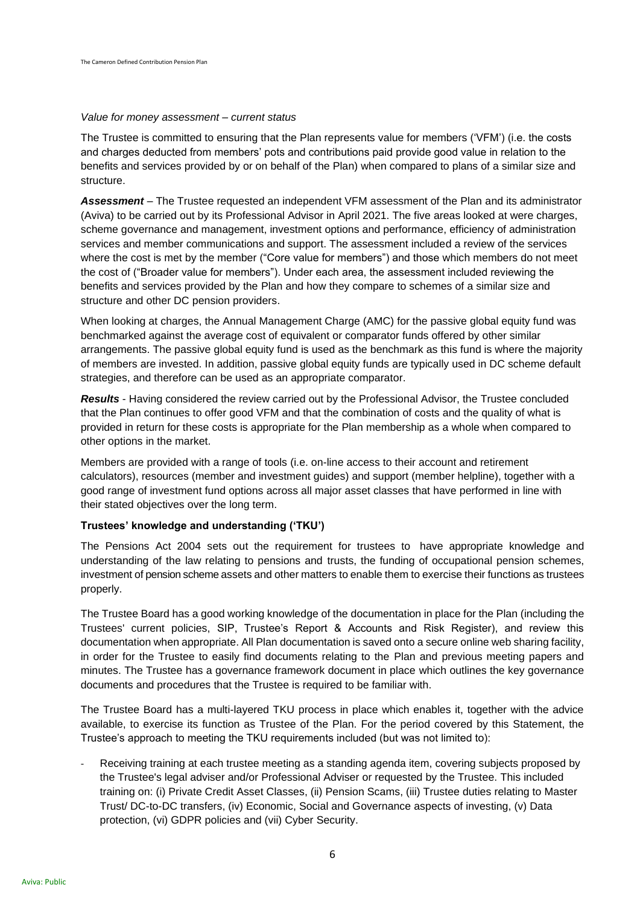*Value for money assessment – current status*

The Trustee is committed to ensuring that the Plan represents value for members ('VFM') (i.e. the costs and charges deducted from members' pots and contributions paid provide good value in relation to the benefits and services provided by or on behalf of the Plan) when compared to plans of a similar size and structure.

***Assessment*** – The Trustee requested an independent VFM assessment of the Plan and its administrator (Aviva) to be carried out by its Professional Advisor in April 2021. The five areas looked at were charges, scheme governance and management, investment options and performance, efficiency of administration services and member communications and support. The assessment included a review of the services where the cost is met by the member ("Core value for members") and those which members do not meet the cost of ("Broader value for members"). Under each area, the assessment included reviewing the benefits and services provided by the Plan and how they compare to schemes of a similar size and structure and other DC pension providers.

When looking at charges, the Annual Management Charge (AMC) for the passive global equity fund was benchmarked against the average cost of equivalent or comparator funds offered by other similar arrangements. The passive global equity fund is used as the benchmark as this fund is where the majority of members are invested. In addition, passive global equity funds are typically used in DC scheme default strategies, and therefore can be used as an appropriate comparator.

***Results*** - Having considered the review carried out by the Professional Advisor, the Trustee concluded that the Plan continues to offer good VFM and that the combination of costs and the quality of what is provided in return for these costs is appropriate for the Plan membership as a whole when compared to other options in the market.

Members are provided with a range of tools (i.e. on-line access to their account and retirement calculators), resources (member and investment guides) and support (member helpline), together with a good range of investment fund options across all major asset classes that have performed in line with their stated objectives over the long term.

**Trustees' knowledge and understanding ('TKU')**

The Pensions Act 2004 sets out the requirement for trustees to have appropriate knowledge and understanding of the law relating to pensions and trusts, the funding of occupational pension schemes, investment of pension scheme assets and other matters to enable them to exercise their functions as trustees properly.

The Trustee Board has a good working knowledge of the documentation in place for the Plan (including the Trustees' current policies, SIP, Trustee's Report & Accounts and Risk Register), and review this documentation when appropriate. All Plan documentation is saved onto a secure online web sharing facility, in order for the Trustee to easily find documents relating to the Plan and previous meeting papers and minutes. The Trustee has a governance framework document in place which outlines the key governance documents and procedures that the Trustee is required to be familiar with.

The Trustee Board has a multi-layered TKU process in place which enables it, together with the advice available, to exercise its function as Trustee of the Plan. For the period covered by this Statement, the Trustee's approach to meeting the TKU requirements included (but was not limited to):

- Receiving training at each trustee meeting as a standing agenda item, covering subjects proposed by the Trustee's legal adviser and/or Professional Adviser or requested by the Trustee. This included training on: (i) Private Credit Asset Classes, (ii) Pension Scams, (iii) Trustee duties relating to Master Trust/ DC-to-DC transfers, (iv) Economic, Social and Governance aspects of investing, (v) Data protection, (vi) GDPR policies and (vii) Cyber Security.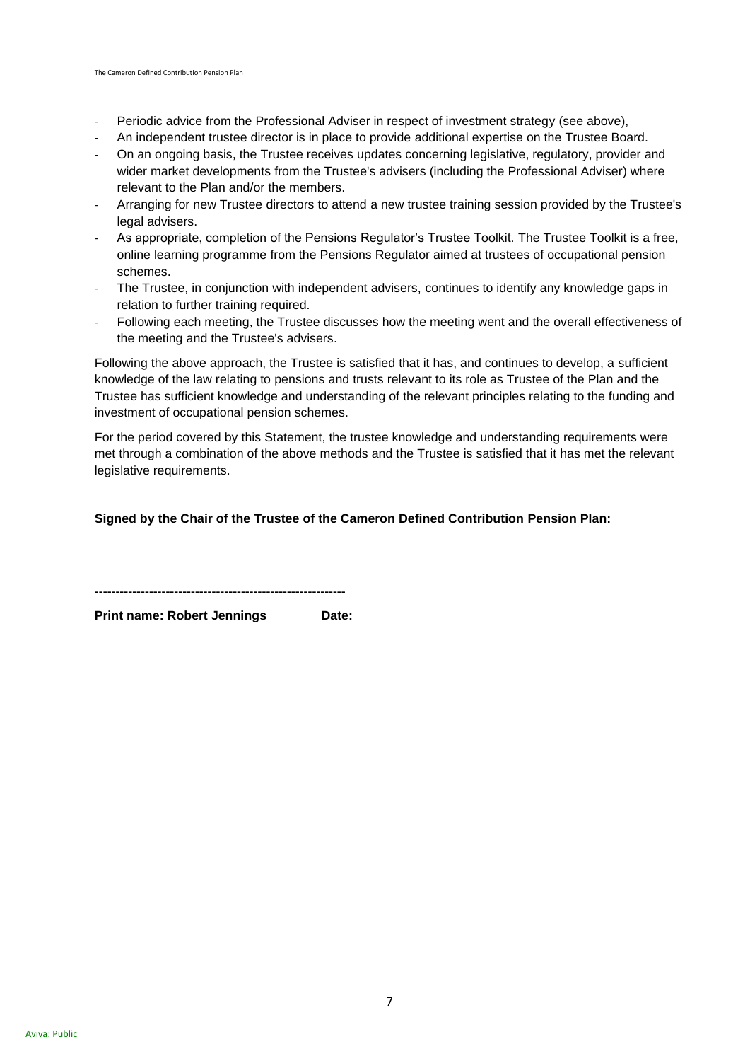- Periodic advice from the Professional Adviser in respect of investment strategy (see above),
- An independent trustee director is in place to provide additional expertise on the Trustee Board.
- On an ongoing basis, the Trustee receives updates concerning legislative, regulatory, provider and wider market developments from the Trustee's advisers (including the Professional Adviser) where relevant to the Plan and/or the members.
- Arranging for new Trustee directors to attend a new trustee training session provided by the Trustee's legal advisers.
- As appropriate, completion of the Pensions Regulator's Trustee Toolkit. The Trustee Toolkit is a free, online learning programme from the Pensions Regulator aimed at trustees of occupational pension schemes.
- The Trustee, in conjunction with independent advisers, continues to identify any knowledge gaps in relation to further training required.
- Following each meeting, the Trustee discusses how the meeting went and the overall effectiveness of the meeting and the Trustee's advisers.

Following the above approach, the Trustee is satisfied that it has, and continues to develop, a sufficient knowledge of the law relating to pensions and trusts relevant to its role as Trustee of the Plan and the Trustee has sufficient knowledge and understanding of the relevant principles relating to the funding and investment of occupational pension schemes.

For the period covered by this Statement, the trustee knowledge and understanding requirements were met through a combination of the above methods and the Trustee is satisfied that it has met the relevant legislative requirements.

**Signed by the Chair of the Trustee of the Cameron Defined Contribution Pension Plan:**

**------------------------------------------------------------**

**Print name: Robert Jennings** **Date:**